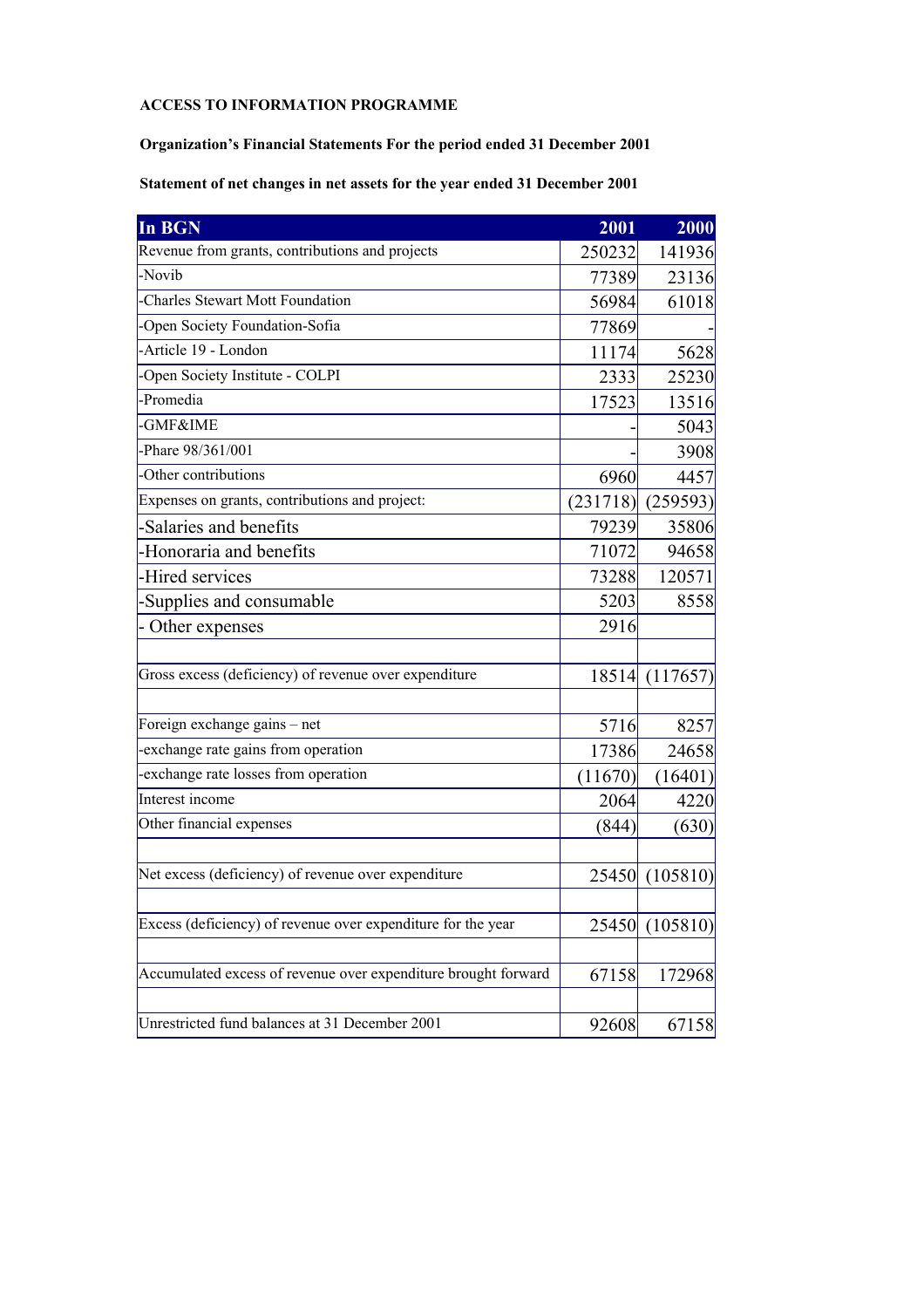**ACCESS TO INFORMATION PROGRAMME**

**Organization's Financial Statements For the period ended 31 December 2001**

**Statement of net changes in net assets for the year ended 31 December 2001**

| In BGN | 2001 | 2000 |
|---|---|---|
| Revenue from grants, contributions and projects | 250232 | 141936 |
| -Novib | 77389 | 23136 |
| -Charles Stewart Mott Foundation | 56984 | 61018 |
| -Open Society Foundation-Sofia | 77869 | - |
| -Article 19 - London | 11174 | 5628 |
| -Open Society Institute - COLPI | 2333 | 25230 |
| -Promedia | 17523 | 13516 |
| -GMF&IME | - | 5043 |
| -Phare 98/361/001 | - | 3908 |
| -Other contributions | 6960 | 4457 |
| Expenses on grants, contributions and project: | (231718) | (259593) |
| -Salaries and benefits | 79239 | 35806 |
| -Honoraria and benefits | 71072 | 94658 |
| -Hired services | 73288 | 120571 |
| -Supplies and consumable | 5203 | 8558 |
| - Other expenses | 2916 | |
| | | |
| Gross excess (deficiency) of revenue over expenditure | 18514 | (117657) |
| | | |
| Foreign exchange gains – net | 5716 | 8257 |
| -exchange rate gains from operation | 17386 | 24658 |
| -exchange rate losses from operation | (11670) | (16401) |
| Interest income | 2064 | 4220 |
| Other financial expenses | (844) | (630) |
| | | |
| Net excess (deficiency) of revenue over expenditure | 25450 | (105810) |
| | | |
| Excess (deficiency) of revenue over expenditure for the year | 25450 | (105810) |
| | | |
| Accumulated excess of revenue over expenditure brought forward | 67158 | 172968 |
| | | |
| Unrestricted fund balances at 31 December 2001 | 92608 | 67158 |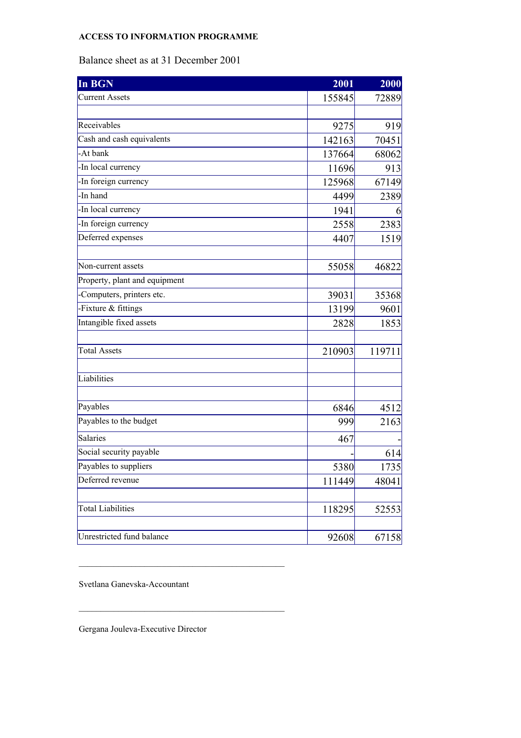**ACCESS TO INFORMATION PROGRAMME**

Balance sheet as at 31 December 2001

| In BGN | 2001 | 2000 |
|---|---|---|
| Current Assets | 155845 | 72889 |
| | | |
| Receivables | 9275 | 919 |
| Cash and cash equivalents | 142163 | 70451 |
| -At bank | 137664 | 68062 |
| -In local currency | 11696 | 913 |
| -In foreign currency | 125968 | 67149 |
| -In hand | 4499 | 2389 |
| -In local currency | 1941 | 6 |
| -In foreign currency | 2558 | 2383 |
| Deferred expenses | 4407 | 1519 |
| | | |
| Non-current assets | 55058 | 46822 |
| Property, plant and equipment | | |
| -Computers, printers etc. | 39031 | 35368 |
| -Fixture & fittings | 13199 | 9601 |
| Intangible fixed assets | 2828 | 1853 |
| | | |
| Total Assets | 210903 | 119711 |
| | | |
| Liabilities | | |
| | | |
| Payables | 6846 | 4512 |
| Payables to the budget | 999 | 2163 |
| Salaries | 467 | - |
| Social security payable | - | 614 |
| Payables to suppliers | 5380 | 1735 |
| Deferred revenue | 111449 | 48041 |
| | | |
| Total Liabilities | 118295 | 52553 |
| | | |
| Unrestricted fund balance | 92608 | 67158 |

\_\_\_\_\_\_\_\_\_\_\_\_\_\_\_\_\_\_\_\_\_\_\_\_\_\_\_\_\_\_\_\_\_\_\_\_\_\_\_\_

Svetlana Ganevska-Accountant

\_\_\_\_\_\_\_\_\_\_\_\_\_\_\_\_\_\_\_\_\_\_\_\_\_\_\_\_\_\_\_\_\_\_\_\_\_\_\_\_

Gergana Jouleva-Executive Director